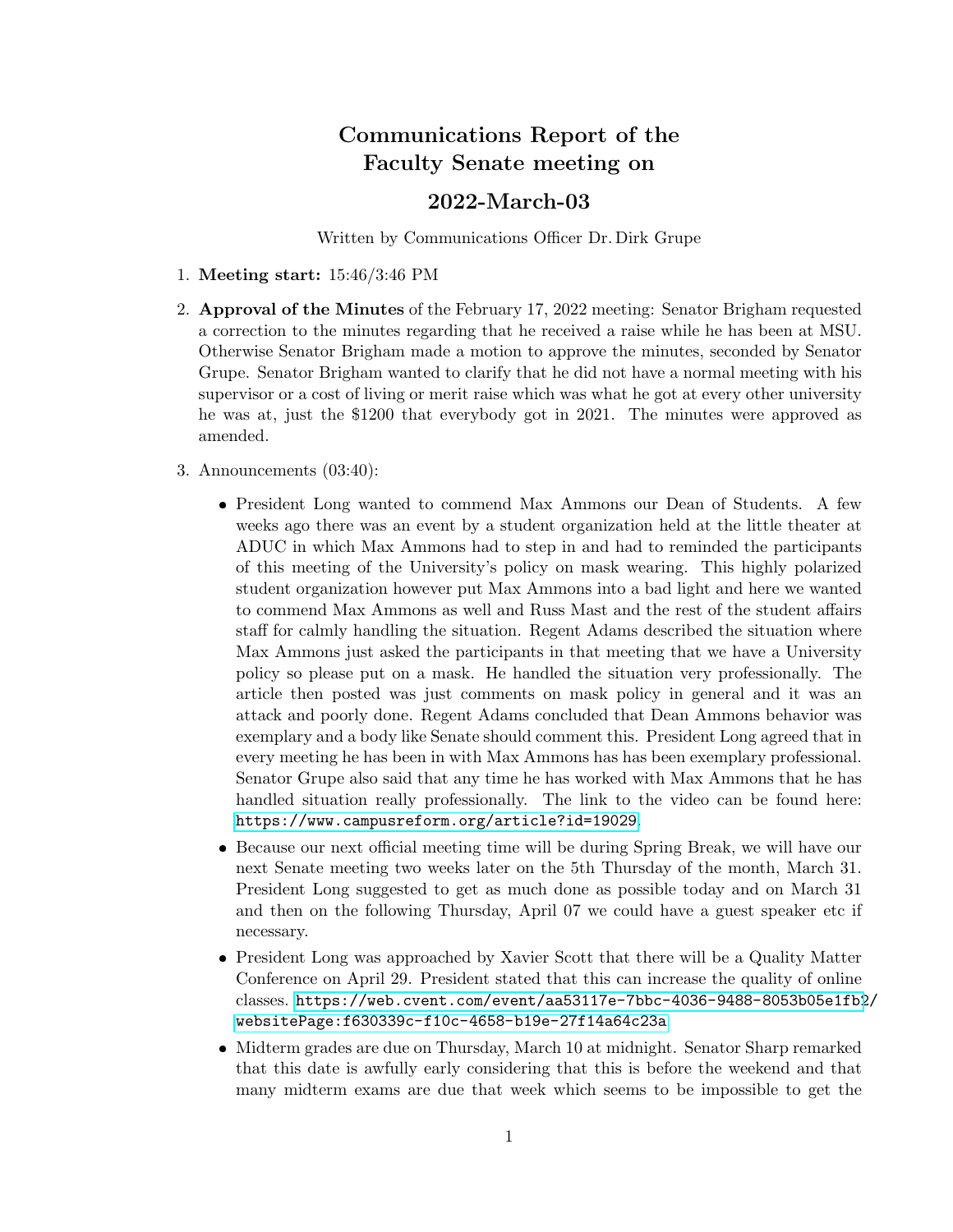# Communications Report of the Faculty Senate meeting on

## 2022-March-03

Written by Communications Officer Dr. Dirk Grupe

1. **Meeting start:** 15:46/3:46 PM

2. **Approval of the Minutes** of the February 17, 2022 meeting: Senator Brigham requested a correction to the minutes regarding that he received a raise while he has been at MSU. Otherwise Senator Brigham made a motion to approve the minutes, seconded by Senator Grupe. Senator Brigham wanted to clarify that he did not have a normal meeting with his supervisor or a cost of living or merit raise which was what he got at every other university he was at, just the $1200 that everybody got in 2021. The minutes were approved as amended.

3. Announcements (03:40):

   - President Long wanted to commend Max Ammons our Dean of Students. A few weeks ago there was an event by a student organization held at the little theater at ADUC in which Max Ammons had to step in and had to reminded the participants of this meeting of the University's policy on mask wearing. This highly polarized student organization however put Max Ammons into a bad light and here we wanted to commend Max Ammons as well and Russ Mast and the rest of the student affairs staff for calmly handling the situation. Regent Adams described the situation where Max Ammons just asked the participants in that meeting that we have a University policy so please put on a mask. He handled the situation very professionally. The article then posted was just comments on mask policy in general and it was an attack and poorly done. Regent Adams concluded that Dean Ammons behavior was exemplary and a body like Senate should comment this. President Long agreed that in every meeting he has been in with Max Ammons has has been exemplary professional. Senator Grupe also said that any time he has worked with Max Ammons that he has handled situation really professionally. The link to the video can be found here: https://www.campusreform.org/article?id=19029.
   - Because our next official meeting time will be during Spring Break, we will have our next Senate meeting two weeks later on the 5th Thursday of the month, March 31. President Long suggested to get as much done as possible today and on March 31 and then on the following Thursday, April 07 we could have a guest speaker etc if necessary.
   - President Long was approached by Xavier Scott that there will be a Quality Matter Conference on April 29. President stated that this can increase the quality of online classes. https://web.cvent.com/event/aa53117e-7bbc-4036-9488-8053b05e1fb2/websitePage:f630339c-f10c-4658-b19e-27f14a64c23a
   - Midterm grades are due on Thursday, March 10 at midnight. Senator Sharp remarked that this date is awfully early considering that this is before the weekend and that many midterm exams are due that week which seems to be impossible to get the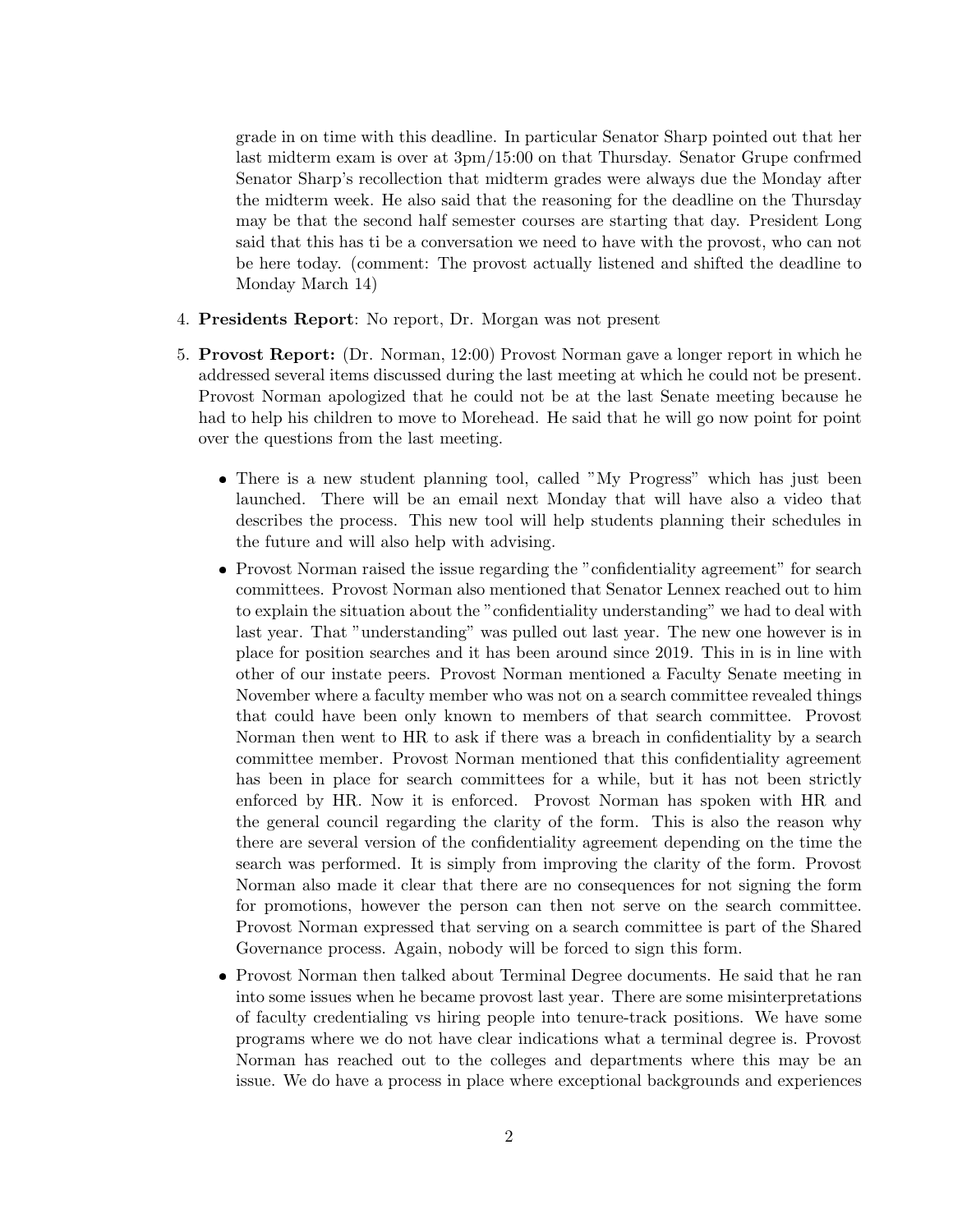grade in on time with this deadline. In particular Senator Sharp pointed out that her last midterm exam is over at 3pm/15:00 on that Thursday. Senator Grupe confrmed Senator Sharp's recollection that midterm grades were always due the Monday after the midterm week. He also said that the reasoning for the deadline on the Thursday may be that the second half semester courses are starting that day. President Long said that this has ti be a conversation we need to have with the provost, who can not be here today. (comment: The provost actually listened and shifted the deadline to Monday March 14)

4. **Presidents Report**: No report, Dr. Morgan was not present

5. **Provost Report:** (Dr. Norman, 12:00) Provost Norman gave a longer report in which he addressed several items discussed during the last meeting at which he could not be present. Provost Norman apologized that he could not be at the last Senate meeting because he had to help his children to move to Morehead. He said that he will go now point for point over the questions from the last meeting.

   - There is a new student planning tool, called "My Progress" which has just been launched. There will be an email next Monday that will have also a video that describes the process. This new tool will help students planning their schedules in the future and will also help with advising.
   - Provost Norman raised the issue regarding the "confidentiality agreement" for search committees. Provost Norman also mentioned that Senator Lennex reached out to him to explain the situation about the "confidentiality understanding" we had to deal with last year. That "understanding" was pulled out last year. The new one however is in place for position searches and it has been around since 2019. This in is in line with other of our instate peers. Provost Norman mentioned a Faculty Senate meeting in November where a faculty member who was not on a search committee revealed things that could have been only known to members of that search committee. Provost Norman then went to HR to ask if there was a breach in confidentiality by a search committee member. Provost Norman mentioned that this confidentiality agreement has been in place for search committees for a while, but it has not been strictly enforced by HR. Now it is enforced. Provost Norman has spoken with HR and the general council regarding the clarity of the form. This is also the reason why there are several version of the confidentiality agreement depending on the time the search was performed. It is simply from improving the clarity of the form. Provost Norman also made it clear that there are no consequences for not signing the form for promotions, however the person can then not serve on the search committee. Provost Norman expressed that serving on a search committee is part of the Shared Governance process. Again, nobody will be forced to sign this form.
   - Provost Norman then talked about Terminal Degree documents. He said that he ran into some issues when he became provost last year. There are some misinterpretations of faculty credentialing vs hiring people into tenure-track positions. We have some programs where we do not have clear indications what a terminal degree is. Provost Norman has reached out to the colleges and departments where this may be an issue. We do have a process in place where exceptional backgrounds and experiences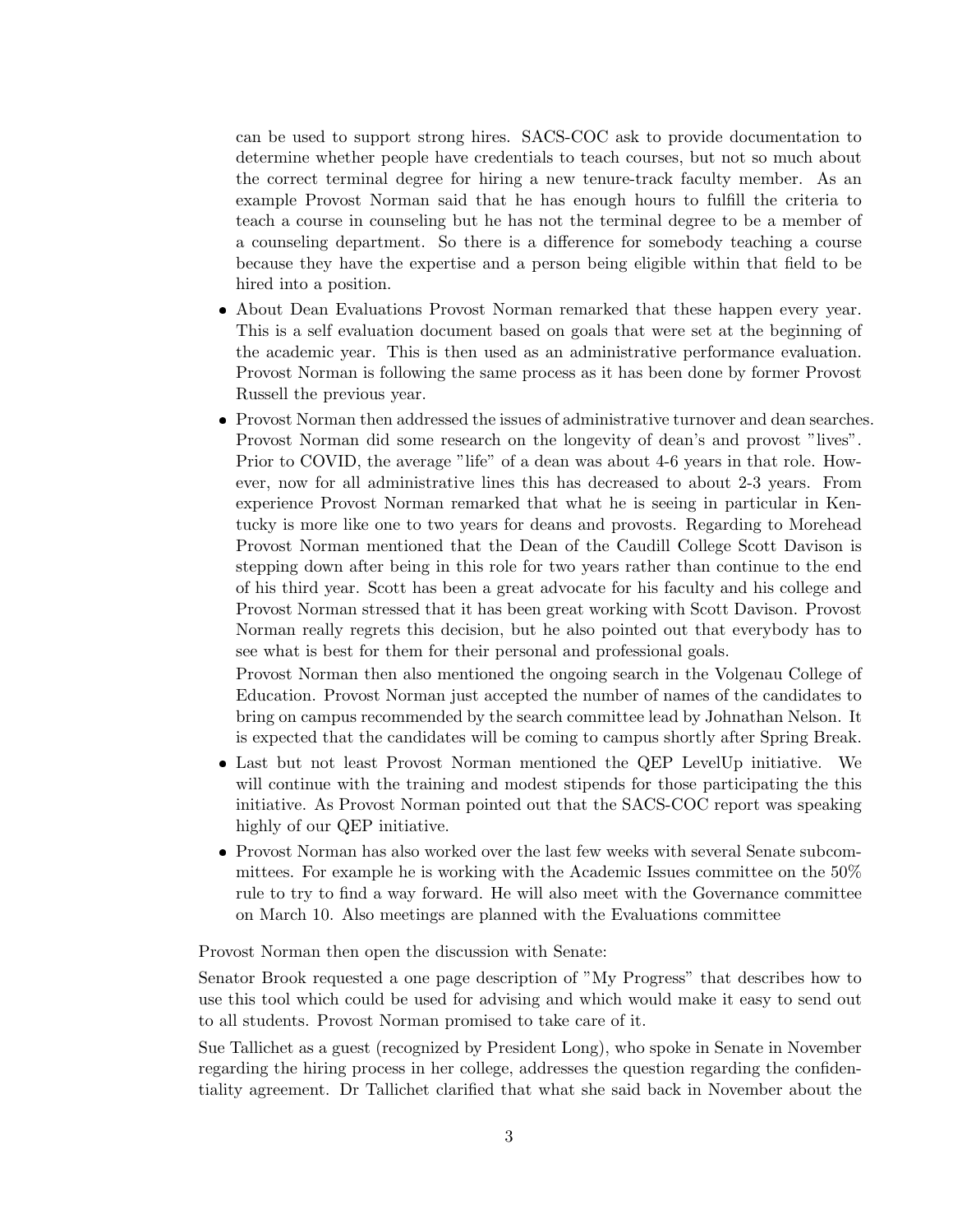can be used to support strong hires. SACS-COC ask to provide documentation to determine whether people have credentials to teach courses, but not so much about the correct terminal degree for hiring a new tenure-track faculty member. As an example Provost Norman said that he has enough hours to fulfill the criteria to teach a course in counseling but he has not the terminal degree to be a member of a counseling department. So there is a difference for somebody teaching a course because they have the expertise and a person being eligible within that field to be hired into a position.

- About Dean Evaluations Provost Norman remarked that these happen every year. This is a self evaluation document based on goals that were set at the beginning of the academic year. This is then used as an administrative performance evaluation. Provost Norman is following the same process as it has been done by former Provost Russell the previous year.
- Provost Norman then addressed the issues of administrative turnover and dean searches. Provost Norman did some research on the longevity of dean's and provost "lives". Prior to COVID, the average "life" of a dean was about 4-6 years in that role. However, now for all administrative lines this has decreased to about 2-3 years. From experience Provost Norman remarked that what he is seeing in particular in Kentucky is more like one to two years for deans and provosts. Regarding to Morehead Provost Norman mentioned that the Dean of the Caudill College Scott Davison is stepping down after being in this role for two years rather than continue to the end of his third year. Scott has been a great advocate for his faculty and his college and Provost Norman stressed that it has been great working with Scott Davison. Provost Norman really regrets this decision, but he also pointed out that everybody has to see what is best for them for their personal and professional goals.

  Provost Norman then also mentioned the ongoing search in the Volgenau College of Education. Provost Norman just accepted the number of names of the candidates to bring on campus recommended by the search committee lead by Johnathan Nelson. It is expected that the candidates will be coming to campus shortly after Spring Break.
- Last but not least Provost Norman mentioned the QEP LevelUp initiative. We will continue with the training and modest stipends for those participating the this initiative. As Provost Norman pointed out that the SACS-COC report was speaking highly of our QEP initiative.
- Provost Norman has also worked over the last few weeks with several Senate subcommittees. For example he is working with the Academic Issues committee on the 50% rule to try to find a way forward. He will also meet with the Governance committee on March 10. Also meetings are planned with the Evaluations committee

Provost Norman then open the discussion with Senate:

Senator Brook requested a one page description of "My Progress" that describes how to use this tool which could be used for advising and which would make it easy to send out to all students. Provost Norman promised to take care of it.

Sue Tallichet as a guest (recognized by President Long), who spoke in Senate in November regarding the hiring process in her college, addresses the question regarding the confidentiality agreement. Dr Tallichet clarified that what she said back in November about the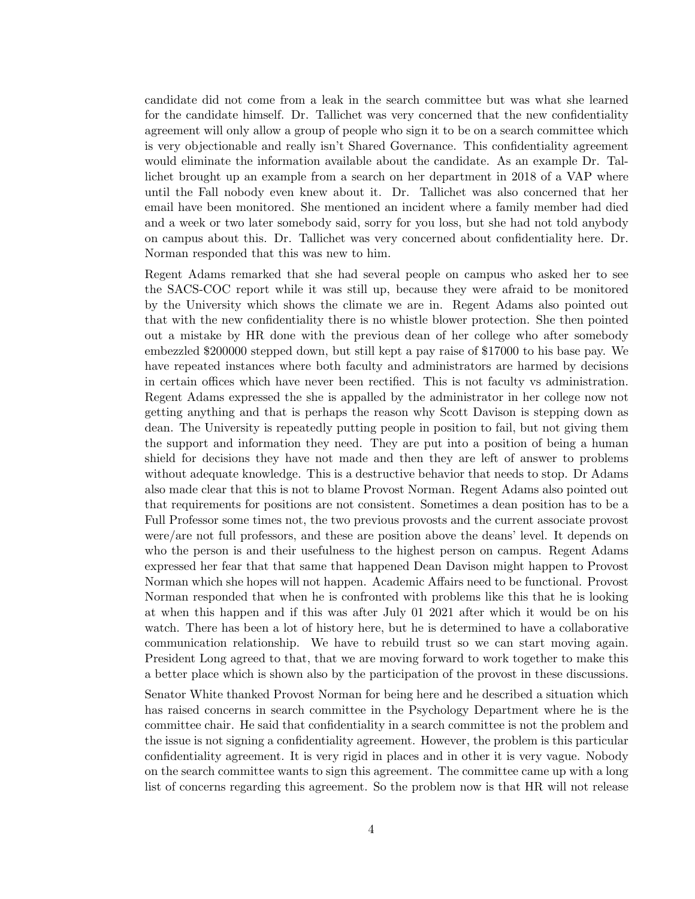candidate did not come from a leak in the search committee but was what she learned for the candidate himself. Dr. Tallichet was very concerned that the new confidentiality agreement will only allow a group of people who sign it to be on a search committee which is very objectionable and really isn't Shared Governance. This confidentiality agreement would eliminate the information available about the candidate. As an example Dr. Tallichet brought up an example from a search on her department in 2018 of a VAP where until the Fall nobody even knew about it. Dr. Tallichet was also concerned that her email have been monitored. She mentioned an incident where a family member had died and a week or two later somebody said, sorry for you loss, but she had not told anybody on campus about this. Dr. Tallichet was very concerned about confidentiality here. Dr. Norman responded that this was new to him.

Regent Adams remarked that she had several people on campus who asked her to see the SACS-COC report while it was still up, because they were afraid to be monitored by the University which shows the climate we are in. Regent Adams also pointed out that with the new confidentiality there is no whistle blower protection. She then pointed out a mistake by HR done with the previous dean of her college who after somebody embezzled \$200000 stepped down, but still kept a pay raise of \$17000 to his base pay. We have repeated instances where both faculty and administrators are harmed by decisions in certain offices which have never been rectified. This is not faculty vs administration. Regent Adams expressed the she is appalled by the administrator in her college now not getting anything and that is perhaps the reason why Scott Davison is stepping down as dean. The University is repeatedly putting people in position to fail, but not giving them the support and information they need. They are put into a position of being a human shield for decisions they have not made and then they are left of answer to problems without adequate knowledge. This is a destructive behavior that needs to stop. Dr Adams also made clear that this is not to blame Provost Norman. Regent Adams also pointed out that requirements for positions are not consistent. Sometimes a dean position has to be a Full Professor some times not, the two previous provosts and the current associate provost were/are not full professors, and these are position above the deans' level. It depends on who the person is and their usefulness to the highest person on campus. Regent Adams expressed her fear that that same that happened Dean Davison might happen to Provost Norman which she hopes will not happen. Academic Affairs need to be functional. Provost Norman responded that when he is confronted with problems like this that he is looking at when this happen and if this was after July 01 2021 after which it would be on his watch. There has been a lot of history here, but he is determined to have a collaborative communication relationship. We have to rebuild trust so we can start moving again. President Long agreed to that, that we are moving forward to work together to make this a better place which is shown also by the participation of the provost in these discussions.

Senator White thanked Provost Norman for being here and he described a situation which has raised concerns in search committee in the Psychology Department where he is the committee chair. He said that confidentiality in a search committee is not the problem and the issue is not signing a confidentiality agreement. However, the problem is this particular confidentiality agreement. It is very rigid in places and in other it is very vague. Nobody on the search committee wants to sign this agreement. The committee came up with a long list of concerns regarding this agreement. So the problem now is that HR will not release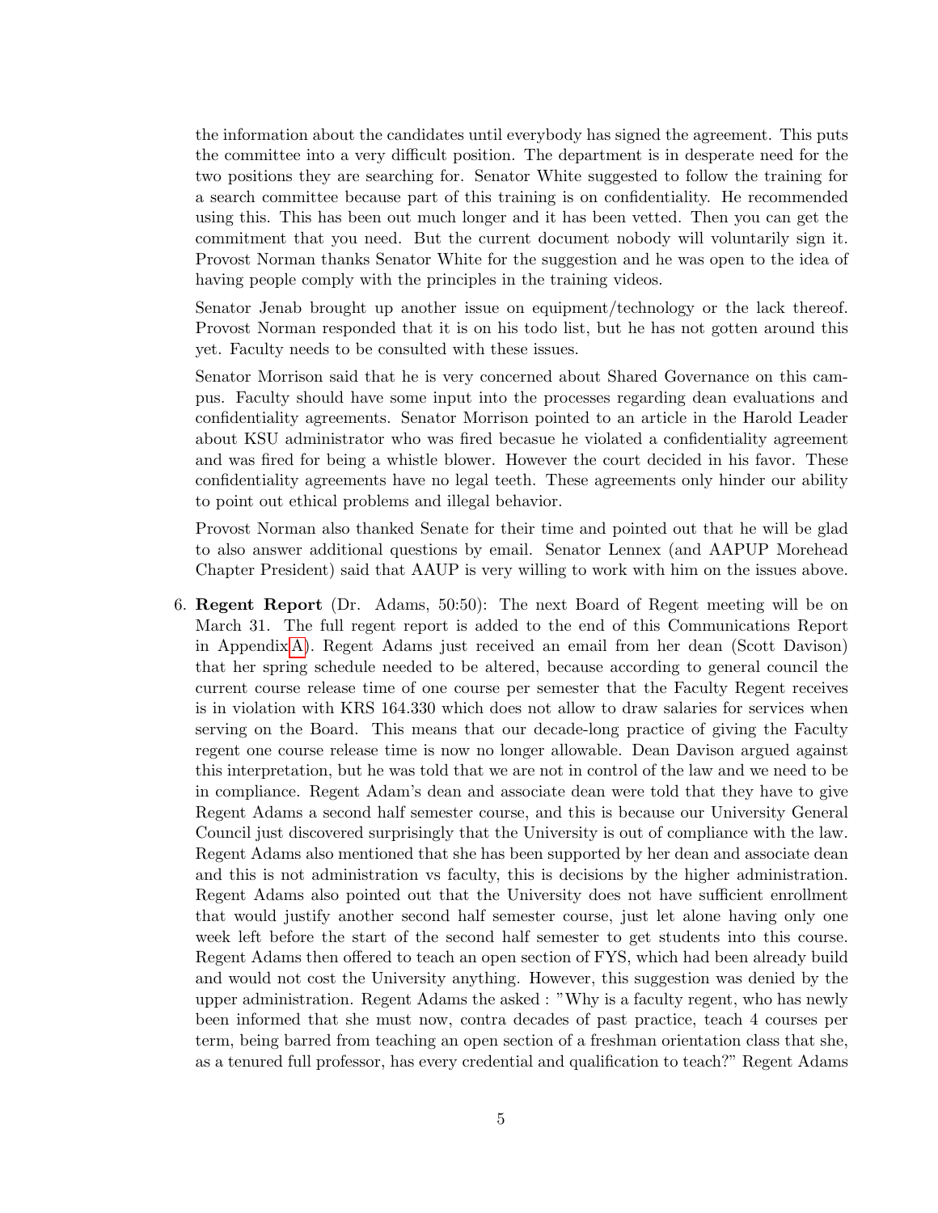the information about the candidates until everybody has signed the agreement. This puts the committee into a very difficult position. The department is in desperate need for the two positions they are searching for. Senator White suggested to follow the training for a search committee because part of this training is on confidentiality. He recommended using this. This has been out much longer and it has been vetted. Then you can get the commitment that you need. But the current document nobody will voluntarily sign it. Provost Norman thanks Senator White for the suggestion and he was open to the idea of having people comply with the principles in the training videos.

Senator Jenab brought up another issue on equipment/technology or the lack thereof. Provost Norman responded that it is on his todo list, but he has not gotten around this yet. Faculty needs to be consulted with these issues.

Senator Morrison said that he is very concerned about Shared Governance on this campus. Faculty should have some input into the processes regarding dean evaluations and confidentiality agreements. Senator Morrison pointed to an article in the Harold Leader about KSU administrator who was fired becasue he violated a confidentiality agreement and was fired for being a whistle blower. However the court decided in his favor. These confidentiality agreements have no legal teeth. These agreements only hinder our ability to point out ethical problems and illegal behavior.

Provost Norman also thanked Senate for their time and pointed out that he will be glad to also answer additional questions by email. Senator Lennex (and AAPUP Morehead Chapter President) said that AAUP is very willing to work with him on the issues above.

6. **Regent Report** (Dr. Adams, 50:50): The next Board of Regent meeting will be on March 31. The full regent report is added to the end of this Communications Report in Appendix A). Regent Adams just received an email from her dean (Scott Davison) that her spring schedule needed to be altered, because according to general council the current course release time of one course per semester that the Faculty Regent receives is in violation with KRS 164.330 which does not allow to draw salaries for services when serving on the Board. This means that our decade-long practice of giving the Faculty regent one course release time is now no longer allowable. Dean Davison argued against this interpretation, but he was told that we are not in control of the law and we need to be in compliance. Regent Adam's dean and associate dean were told that they have to give Regent Adams a second half semester course, and this is because our University General Council just discovered surprisingly that the University is out of compliance with the law. Regent Adams also mentioned that she has been supported by her dean and associate dean and this is not administration vs faculty, this is decisions by the higher administration. Regent Adams also pointed out that the University does not have sufficient enrollment that would justify another second half semester course, just let alone having only one week left before the start of the second half semester to get students into this course. Regent Adams then offered to teach an open section of FYS, which had been already build and would not cost the University anything. However, this suggestion was denied by the upper administration. Regent Adams the asked : "Why is a faculty regent, who has newly been informed that she must now, contra decades of past practice, teach 4 courses per term, being barred from teaching an open section of a freshman orientation class that she, as a tenured full professor, has every credential and qualification to teach?" Regent Adams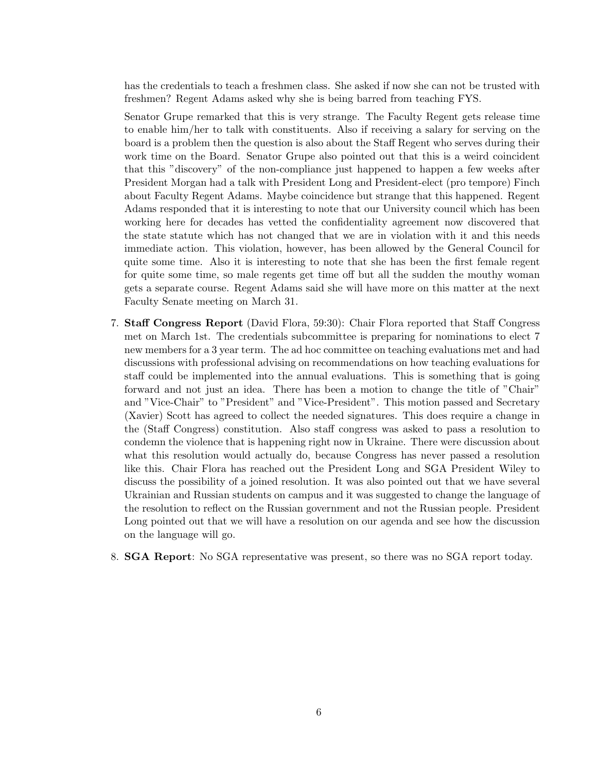has the credentials to teach a freshmen class. She asked if now she can not be trusted with freshmen? Regent Adams asked why she is being barred from teaching FYS.

Senator Grupe remarked that this is very strange. The Faculty Regent gets release time to enable him/her to talk with constituents. Also if receiving a salary for serving on the board is a problem then the question is also about the Staff Regent who serves during their work time on the Board. Senator Grupe also pointed out that this is a weird coincident that this "discovery" of the non-compliance just happened to happen a few weeks after President Morgan had a talk with President Long and President-elect (pro tempore) Finch about Faculty Regent Adams. Maybe coincidence but strange that this happened. Regent Adams responded that it is interesting to note that our University council which has been working here for decades has vetted the confidentiality agreement now discovered that the state statute which has not changed that we are in violation with it and this needs immediate action. This violation, however, has been allowed by the General Council for quite some time. Also it is interesting to note that she has been the first female regent for quite some time, so male regents get time off but all the sudden the mouthy woman gets a separate course. Regent Adams said she will have more on this matter at the next Faculty Senate meeting on March 31.

7. **Staff Congress Report** (David Flora, 59:30): Chair Flora reported that Staff Congress met on March 1st. The credentials subcommittee is preparing for nominations to elect 7 new members for a 3 year term. The ad hoc committee on teaching evaluations met and had discussions with professional advising on recommendations on how teaching evaluations for staff could be implemented into the annual evaluations. This is something that is going forward and not just an idea. There has been a motion to change the title of "Chair" and "Vice-Chair" to "President" and "Vice-President". This motion passed and Secretary (Xavier) Scott has agreed to collect the needed signatures. This does require a change in the (Staff Congress) constitution. Also staff congress was asked to pass a resolution to condemn the violence that is happening right now in Ukraine. There were discussion about what this resolution would actually do, because Congress has never passed a resolution like this. Chair Flora has reached out the President Long and SGA President Wiley to discuss the possibility of a joined resolution. It was also pointed out that we have several Ukrainian and Russian students on campus and it was suggested to change the language of the resolution to reflect on the Russian government and not the Russian people. President Long pointed out that we will have a resolution on our agenda and see how the discussion on the language will go.

8. **SGA Report**: No SGA representative was present, so there was no SGA report today.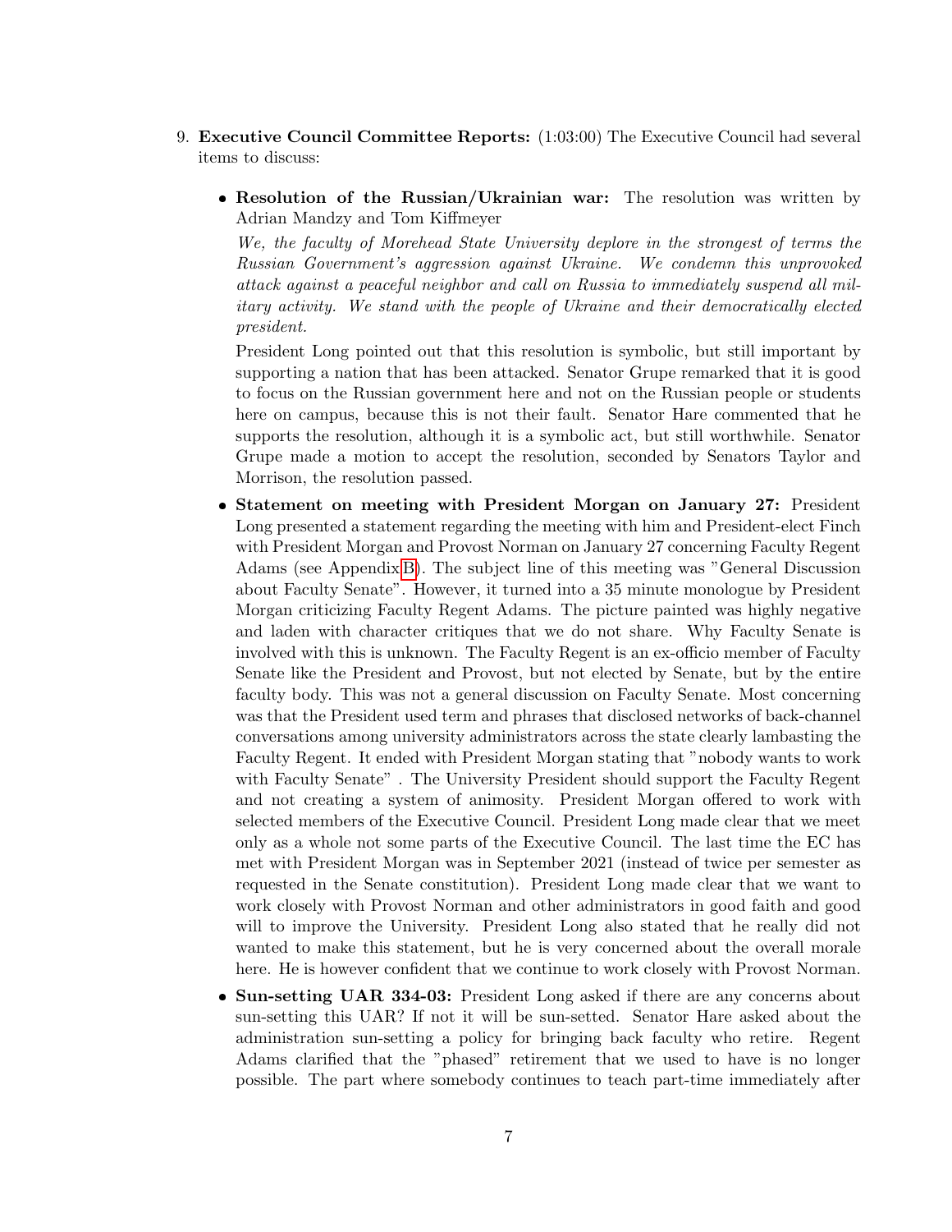9. **Executive Council Committee Reports:** (1:03:00) The Executive Council had several items to discuss:

   - **Resolution of the Russian/Ukrainian war:** The resolution was written by Adrian Mandzy and Tom Kiffmeyer

     *We, the faculty of Morehead State University deplore in the strongest of terms the Russian Government's aggression against Ukraine. We condemn this unprovoked attack against a peaceful neighbor and call on Russia to immediately suspend all military activity. We stand with the people of Ukraine and their democratically elected president.*

     President Long pointed out that this resolution is symbolic, but still important by supporting a nation that has been attacked. Senator Grupe remarked that it is good to focus on the Russian government here and not on the Russian people or students here on campus, because this is not their fault. Senator Hare commented that he supports the resolution, although it is a symbolic act, but still worthwhile. Senator Grupe made a motion to accept the resolution, seconded by Senators Taylor and Morrison, the resolution passed.

   - **Statement on meeting with President Morgan on January 27:** President Long presented a statement regarding the meeting with him and President-elect Finch with President Morgan and Provost Norman on January 27 concerning Faculty Regent Adams (see Appendix B). The subject line of this meeting was "General Discussion about Faculty Senate". However, it turned into a 35 minute monologue by President Morgan criticizing Faculty Regent Adams. The picture painted was highly negative and laden with character critiques that we do not share. Why Faculty Senate is involved with this is unknown. The Faculty Regent is an ex-officio member of Faculty Senate like the President and Provost, but not elected by Senate, but by the entire faculty body. This was not a general discussion on Faculty Senate. Most concerning was that the President used term and phrases that disclosed networks of back-channel conversations among university administrators across the state clearly lambasting the Faculty Regent. It ended with President Morgan stating that "nobody wants to work with Faculty Senate" . The University President should support the Faculty Regent and not creating a system of animosity. President Morgan offered to work with selected members of the Executive Council. President Long made clear that we meet only as a whole not some parts of the Executive Council. The last time the EC has met with President Morgan was in September 2021 (instead of twice per semester as requested in the Senate constitution). President Long made clear that we want to work closely with Provost Norman and other administrators in good faith and good will to improve the University. President Long also stated that he really did not wanted to make this statement, but he is very concerned about the overall morale here. He is however confident that we continue to work closely with Provost Norman.

   - **Sun-setting UAR 334-03:** President Long asked if there are any concerns about sun-setting this UAR? If not it will be sun-setted. Senator Hare asked about the administration sun-setting a policy for bringing back faculty who retire. Regent Adams clarified that the "phased" retirement that we used to have is no longer possible. The part where somebody continues to teach part-time immediately after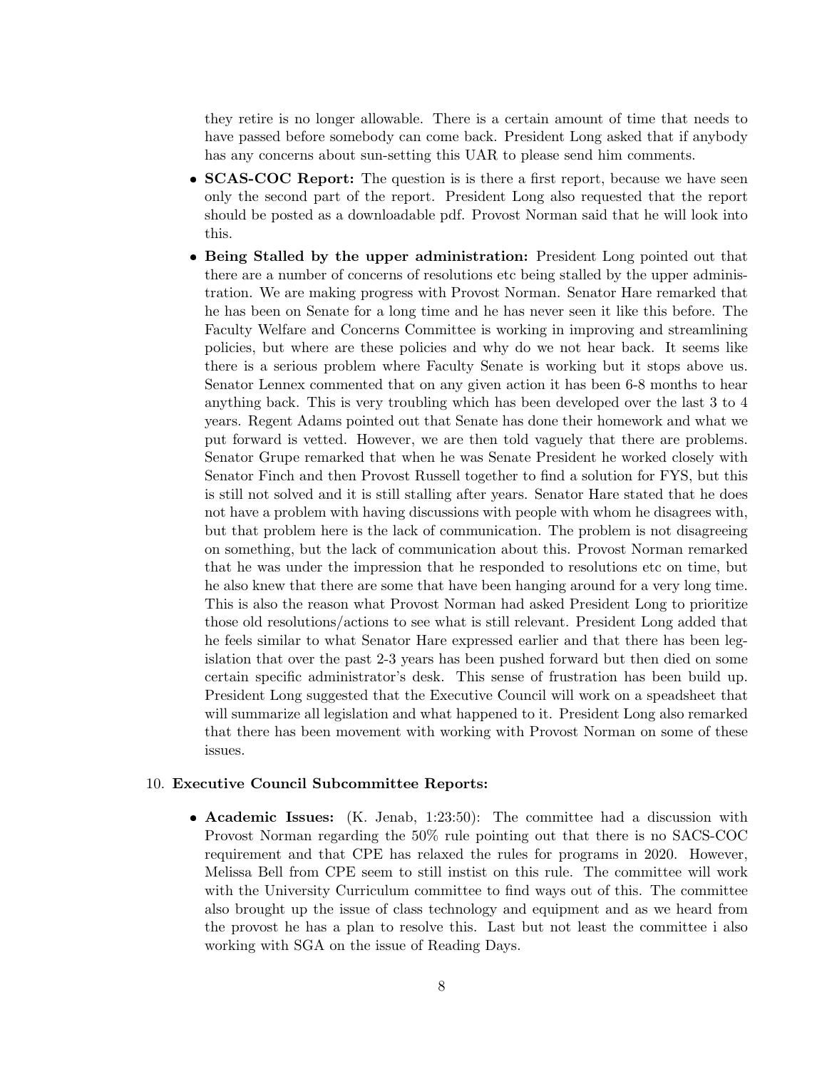they retire is no longer allowable. There is a certain amount of time that needs to have passed before somebody can come back. President Long asked that if anybody has any concerns about sun-setting this UAR to please send him comments.

- **SCAS-COC Report:** The question is is there a first report, because we have seen only the second part of the report. President Long also requested that the report should be posted as a downloadable pdf. Provost Norman said that he will look into this.
- **Being Stalled by the upper administration:** President Long pointed out that there are a number of concerns of resolutions etc being stalled by the upper administration. We are making progress with Provost Norman. Senator Hare remarked that he has been on Senate for a long time and he has never seen it like this before. The Faculty Welfare and Concerns Committee is working in improving and streamlining policies, but where are these policies and why do we not hear back. It seems like there is a serious problem where Faculty Senate is working but it stops above us. Senator Lennex commented that on any given action it has been 6-8 months to hear anything back. This is very troubling which has been developed over the last 3 to 4 years. Regent Adams pointed out that Senate has done their homework and what we put forward is vetted. However, we are then told vaguely that there are problems. Senator Grupe remarked that when he was Senate President he worked closely with Senator Finch and then Provost Russell together to find a solution for FYS, but this is still not solved and it is still stalling after years. Senator Hare stated that he does not have a problem with having discussions with people with whom he disagrees with, but that problem here is the lack of communication. The problem is not disagreeing on something, but the lack of communication about this. Provost Norman remarked that he was under the impression that he responded to resolutions etc on time, but he also knew that there are some that have been hanging around for a very long time. This is also the reason what Provost Norman had asked President Long to prioritize those old resolutions/actions to see what is still relevant. President Long added that he feels similar to what Senator Hare expressed earlier and that there has been legislation that over the past 2-3 years has been pushed forward but then died on some certain specific administrator's desk. This sense of frustration has been build up. President Long suggested that the Executive Council will work on a speadsheet that will summarize all legislation and what happened to it. President Long also remarked that there has been movement with working with Provost Norman on some of these issues.

10. **Executive Council Subcommittee Reports:**

- **Academic Issues:** (K. Jenab, 1:23:50): The committee had a discussion with Provost Norman regarding the 50% rule pointing out that there is no SACS-COC requirement and that CPE has relaxed the rules for programs in 2020. However, Melissa Bell from CPE seem to still instist on this rule. The committee will work with the University Curriculum committee to find ways out of this. The committee also brought up the issue of class technology and equipment and as we heard from the provost he has a plan to resolve this. Last but not least the committee i also working with SGA on the issue of Reading Days.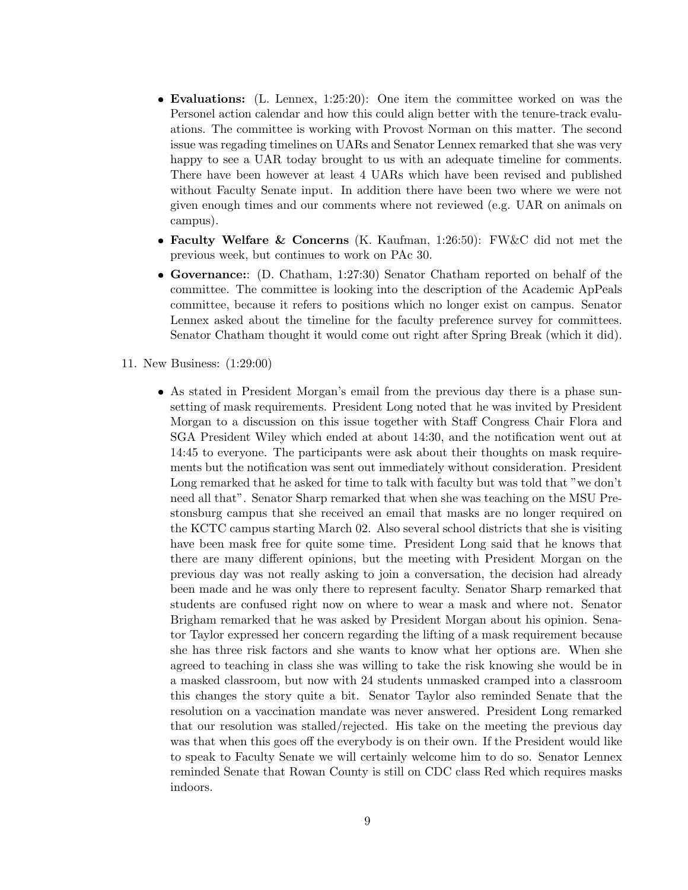- **Evaluations:** (L. Lennex, 1:25:20): One item the committee worked on was the Personel action calendar and how this could align better with the tenure-track evaluations. The committee is working with Provost Norman on this matter. The second issue was regading timelines on UARs and Senator Lennex remarked that she was very happy to see a UAR today brought to us with an adequate timeline for comments. There have been however at least 4 UARs which have been revised and published without Faculty Senate input. In addition there have been two where we were not given enough times and our comments where not reviewed (e.g. UAR on animals on campus).
- **Faculty Welfare & Concerns** (K. Kaufman, 1:26:50): FW&C did not met the previous week, but continues to work on PAc 30.
- **Governance:**: (D. Chatham, 1:27:30) Senator Chatham reported on behalf of the committee. The committee is looking into the description of the Academic ApPeals committee, because it refers to positions which no longer exist on campus. Senator Lennex asked about the timeline for the faculty preference survey for committees. Senator Chatham thought it would come out right after Spring Break (which it did).

11. New Business: (1:29:00)

    - As stated in President Morgan's email from the previous day there is a phase sunsetting of mask requirements. President Long noted that he was invited by President Morgan to a discussion on this issue together with Staff Congress Chair Flora and SGA President Wiley which ended at about 14:30, and the notification went out at 14:45 to everyone. The participants were ask about their thoughts on mask requirements but the notification was sent out immediately without consideration. President Long remarked that he asked for time to talk with faculty but was told that "we don't need all that". Senator Sharp remarked that when she was teaching on the MSU Prestonsburg campus that she received an email that masks are no longer required on the KCTC campus starting March 02. Also several school districts that she is visiting have been mask free for quite some time. President Long said that he knows that there are many different opinions, but the meeting with President Morgan on the previous day was not really asking to join a conversation, the decision had already been made and he was only there to represent faculty. Senator Sharp remarked that students are confused right now on where to wear a mask and where not. Senator Brigham remarked that he was asked by President Morgan about his opinion. Senator Taylor expressed her concern regarding the lifting of a mask requirement because she has three risk factors and she wants to know what her options are. When she agreed to teaching in class she was willing to take the risk knowing she would be in a masked classroom, but now with 24 students unmasked cramped into a classroom this changes the story quite a bit. Senator Taylor also reminded Senate that the resolution on a vaccination mandate was never answered. President Long remarked that our resolution was stalled/rejected. His take on the meeting the previous day was that when this goes off the everybody is on their own. If the President would like to speak to Faculty Senate we will certainly welcome him to do so. Senator Lennex reminded Senate that Rowan County is still on CDC class Red which requires masks indoors.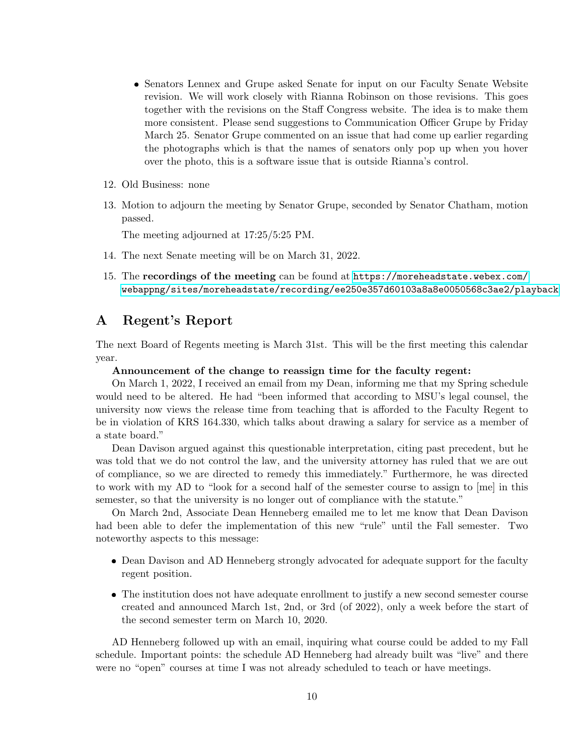- Senators Lennex and Grupe asked Senate for input on our Faculty Senate Website revision. We will work closely with Rianna Robinson on those revisions. This goes together with the revisions on the Staff Congress website. The idea is to make them more consistent. Please send suggestions to Communication Officer Grupe by Friday March 25. Senator Grupe commented on an issue that had come up earlier regarding the photographs which is that the names of senators only pop up when you hover over the photo, this is a software issue that is outside Rianna's control.

12. Old Business: none

13. Motion to adjourn the meeting by Senator Grupe, seconded by Senator Chatham, motion passed.

    The meeting adjourned at 17:25/5:25 PM.

14. The next Senate meeting will be on March 31, 2022.

15. The **recordings of the meeting** can be found at https://moreheadstate.webex.com/webappng/sites/moreheadstate/recording/ee250e357d60103a8a8e0050568c3ae2/playback

# A Regent's Report

The next Board of Regents meeting is March 31st. This will be the first meeting this calendar year.

**Announcement of the change to reassign time for the faculty regent:**

On March 1, 2022, I received an email from my Dean, informing me that my Spring schedule would need to be altered. He had "been informed that according to MSU's legal counsel, the university now views the release time from teaching that is afforded to the Faculty Regent to be in violation of KRS 164.330, which talks about drawing a salary for service as a member of a state board."

Dean Davison argued against this questionable interpretation, citing past precedent, but he was told that we do not control the law, and the university attorney has ruled that we are out of compliance, so we are directed to remedy this immediately." Furthermore, he was directed to work with my AD to "look for a second half of the semester course to assign to [me] in this semester, so that the university is no longer out of compliance with the statute."

On March 2nd, Associate Dean Henneberg emailed me to let me know that Dean Davison had been able to defer the implementation of this new "rule" until the Fall semester. Two noteworthy aspects to this message:

- Dean Davison and AD Henneberg strongly advocated for adequate support for the faculty regent position.
- The institution does not have adequate enrollment to justify a new second semester course created and announced March 1st, 2nd, or 3rd (of 2022), only a week before the start of the second semester term on March 10, 2020.

AD Henneberg followed up with an email, inquiring what course could be added to my Fall schedule. Important points: the schedule AD Henneberg had already built was "live" and there were no "open" courses at time I was not already scheduled to teach or have meetings.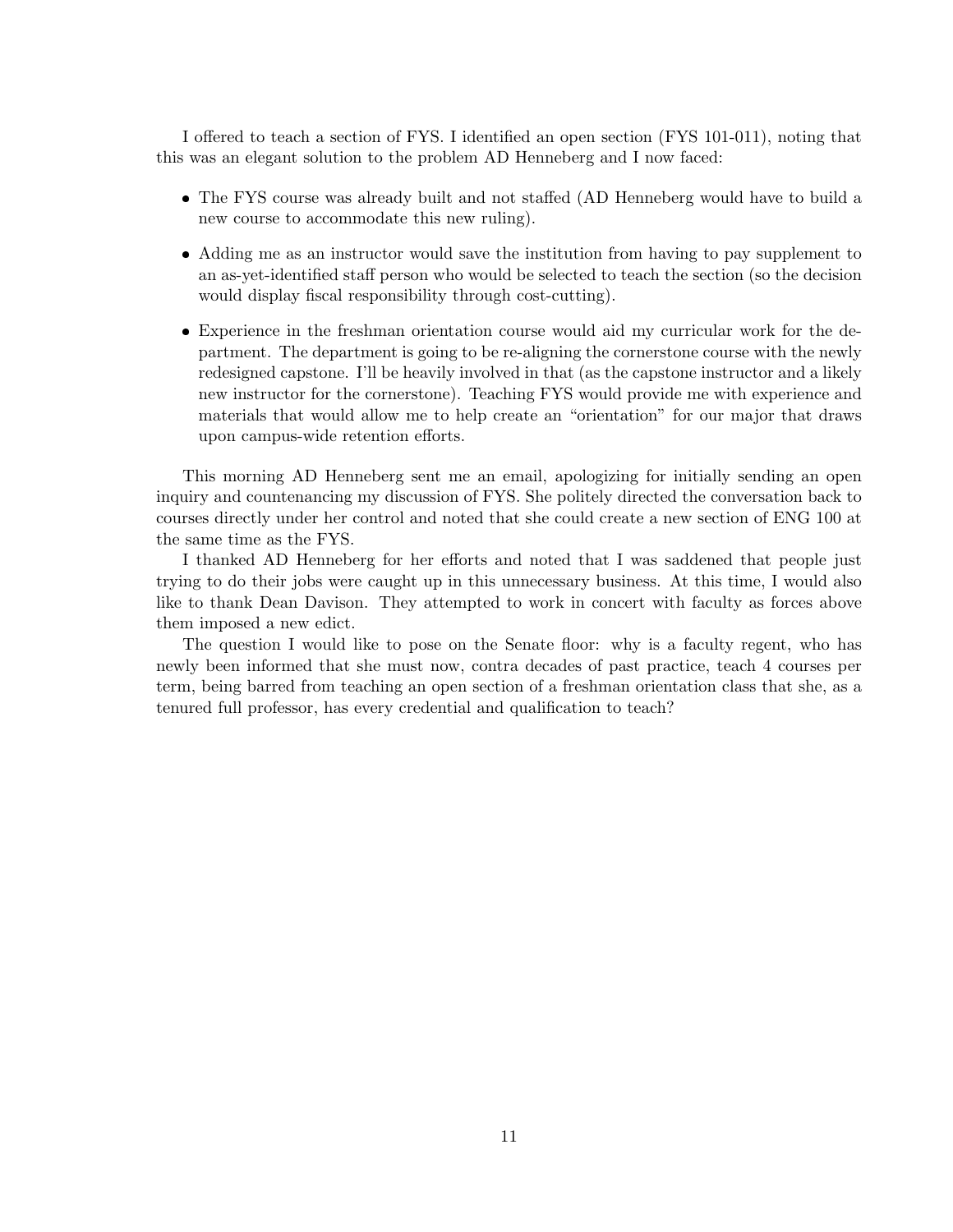I offered to teach a section of FYS. I identified an open section (FYS 101-011), noting that this was an elegant solution to the problem AD Henneberg and I now faced:

- The FYS course was already built and not staffed (AD Henneberg would have to build a new course to accommodate this new ruling).
- Adding me as an instructor would save the institution from having to pay supplement to an as-yet-identified staff person who would be selected to teach the section (so the decision would display fiscal responsibility through cost-cutting).
- Experience in the freshman orientation course would aid my curricular work for the department. The department is going to be re-aligning the cornerstone course with the newly redesigned capstone. I'll be heavily involved in that (as the capstone instructor and a likely new instructor for the cornerstone). Teaching FYS would provide me with experience and materials that would allow me to help create an "orientation" for our major that draws upon campus-wide retention efforts.

This morning AD Henneberg sent me an email, apologizing for initially sending an open inquiry and countenancing my discussion of FYS. She politely directed the conversation back to courses directly under her control and noted that she could create a new section of ENG 100 at the same time as the FYS.

I thanked AD Henneberg for her efforts and noted that I was saddened that people just trying to do their jobs were caught up in this unnecessary business. At this time, I would also like to thank Dean Davison. They attempted to work in concert with faculty as forces above them imposed a new edict.

The question I would like to pose on the Senate floor: why is a faculty regent, who has newly been informed that she must now, contra decades of past practice, teach 4 courses per term, being barred from teaching an open section of a freshman orientation class that she, as a tenured full professor, has every credential and qualification to teach?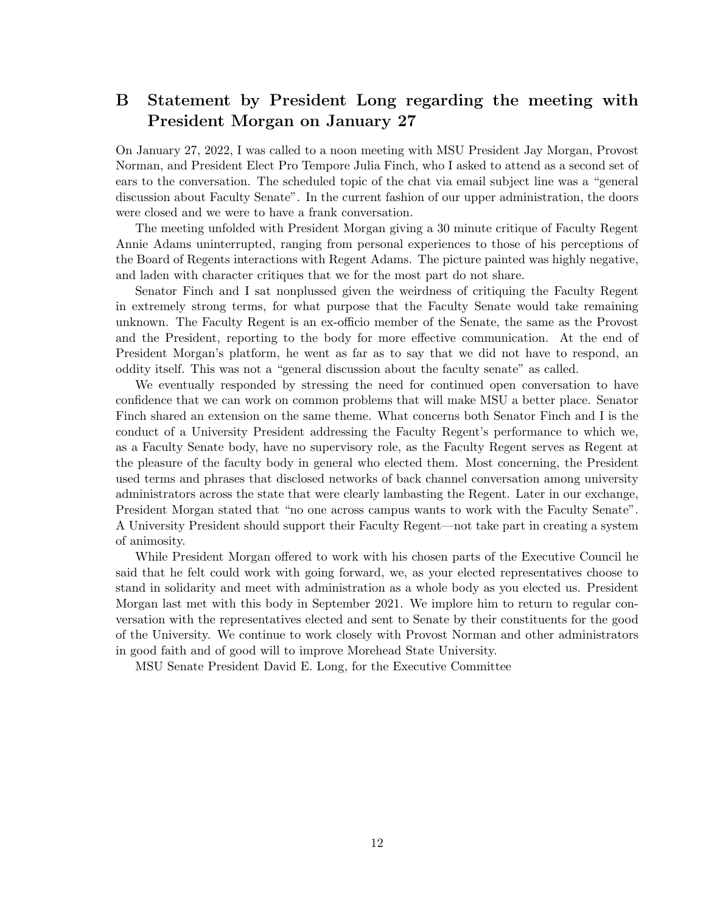## B Statement by President Long regarding the meeting with President Morgan on January 27

On January 27, 2022, I was called to a noon meeting with MSU President Jay Morgan, Provost Norman, and President Elect Pro Tempore Julia Finch, who I asked to attend as a second set of ears to the conversation. The scheduled topic of the chat via email subject line was a "general discussion about Faculty Senate". In the current fashion of our upper administration, the doors were closed and we were to have a frank conversation.

The meeting unfolded with President Morgan giving a 30 minute critique of Faculty Regent Annie Adams uninterrupted, ranging from personal experiences to those of his perceptions of the Board of Regents interactions with Regent Adams. The picture painted was highly negative, and laden with character critiques that we for the most part do not share.

Senator Finch and I sat nonplussed given the weirdness of critiquing the Faculty Regent in extremely strong terms, for what purpose that the Faculty Senate would take remaining unknown. The Faculty Regent is an ex-officio member of the Senate, the same as the Provost and the President, reporting to the body for more effective communication. At the end of President Morgan's platform, he went as far as to say that we did not have to respond, an oddity itself. This was not a "general discussion about the faculty senate" as called.

We eventually responded by stressing the need for continued open conversation to have confidence that we can work on common problems that will make MSU a better place. Senator Finch shared an extension on the same theme. What concerns both Senator Finch and I is the conduct of a University President addressing the Faculty Regent's performance to which we, as a Faculty Senate body, have no supervisory role, as the Faculty Regent serves as Regent at the pleasure of the faculty body in general who elected them. Most concerning, the President used terms and phrases that disclosed networks of back channel conversation among university administrators across the state that were clearly lambasting the Regent. Later in our exchange, President Morgan stated that "no one across campus wants to work with the Faculty Senate". A University President should support their Faculty Regent—not take part in creating a system of animosity.

While President Morgan offered to work with his chosen parts of the Executive Council he said that he felt could work with going forward, we, as your elected representatives choose to stand in solidarity and meet with administration as a whole body as you elected us. President Morgan last met with this body in September 2021. We implore him to return to regular conversation with the representatives elected and sent to Senate by their constituents for the good of the University. We continue to work closely with Provost Norman and other administrators in good faith and of good will to improve Morehead State University.

MSU Senate President David E. Long, for the Executive Committee